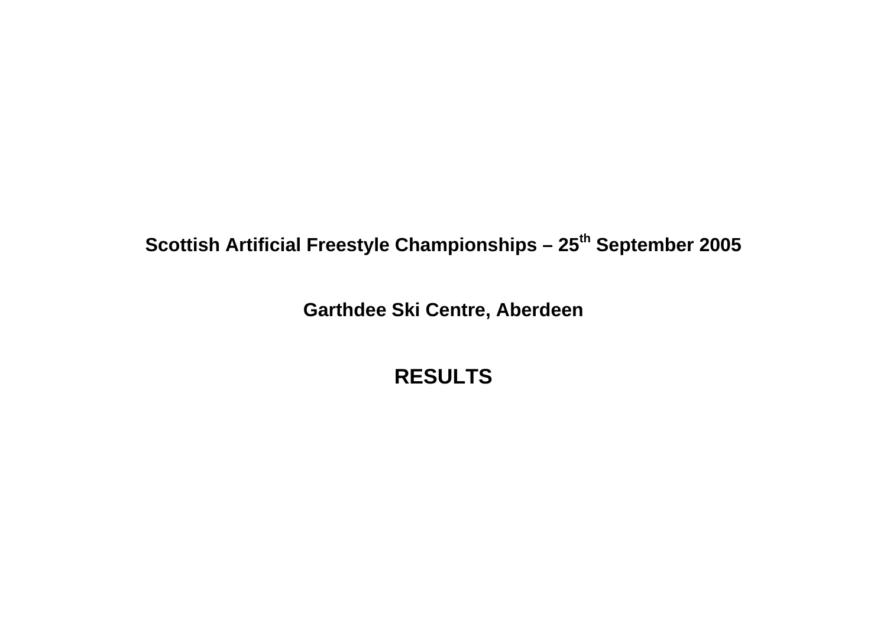# Scottish Artificial Freestyle Championships – 25th September 2005

## Garthdee Ski Centre, Aberdeen

# RESULTS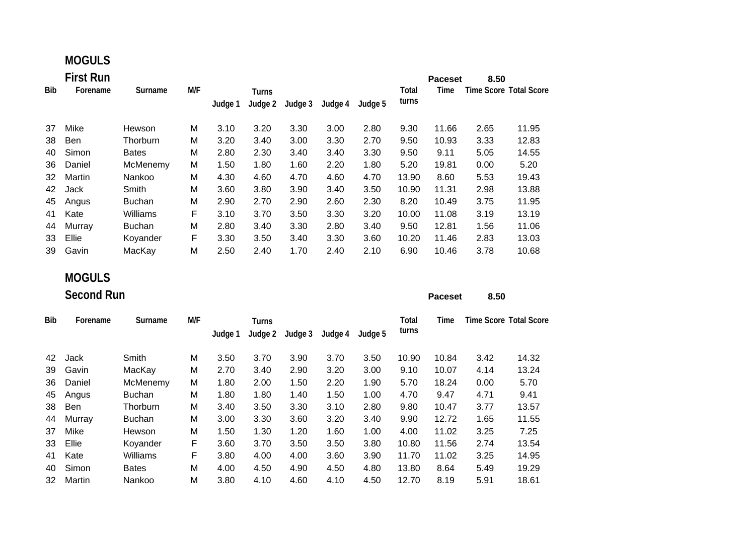# MOGULS

## First Run

Paceset 8.50

| Bib | Forename | Surname | M/F | Turns | | | | | Total turns | Time | Time Score | Total Score |
|---|---|---|---|---|---|---|---|---|---|---|---|---|
| | | | | Judge 1 | Judge 2 | Judge 3 | Judge 4 | Judge 5 | | | | |
| 37 | Mike | Hewson | M | 3.10 | 3.20 | 3.30 | 3.00 | 2.80 | 9.30 | 11.66 | 2.65 | 11.95 |
| 38 | Ben | Thorburn | M | 3.20 | 3.40 | 3.00 | 3.30 | 2.70 | 9.50 | 10.93 | 3.33 | 12.83 |
| 40 | Simon | Bates | M | 2.80 | 2.30 | 3.40 | 3.40 | 3.30 | 9.50 | 9.11 | 5.05 | 14.55 |
| 36 | Daniel | McMenemy | M | 1.50 | 1.80 | 1.60 | 2.20 | 1.80 | 5.20 | 19.81 | 0.00 | 5.20 |
| 32 | Martin | Nankoo | M | 4.30 | 4.60 | 4.70 | 4.60 | 4.70 | 13.90 | 8.60 | 5.53 | 19.43 |
| 42 | Jack | Smith | M | 3.60 | 3.80 | 3.90 | 3.40 | 3.50 | 10.90 | 11.31 | 2.98 | 13.88 |
| 45 | Angus | Buchan | M | 2.90 | 2.70 | 2.90 | 2.60 | 2.30 | 8.20 | 10.49 | 3.75 | 11.95 |
| 41 | Kate | Williams | F | 3.10 | 3.70 | 3.50 | 3.30 | 3.20 | 10.00 | 11.08 | 3.19 | 13.19 |
| 44 | Murray | Buchan | M | 2.80 | 3.40 | 3.30 | 2.80 | 3.40 | 9.50 | 12.81 | 1.56 | 11.06 |
| 33 | Ellie | Koyander | F | 3.30 | 3.50 | 3.40 | 3.30 | 3.60 | 10.20 | 11.46 | 2.83 | 13.03 |
| 39 | Gavin | MacKay | M | 2.50 | 2.40 | 1.70 | 2.40 | 2.10 | 6.90 | 10.46 | 3.78 | 10.68 |

# MOGULS

## Second Run

Paceset 8.50

| Bib | Forename | Surname | M/F | Turns | | | | | Total turns | Time | Time Score | Total Score |
|---|---|---|---|---|---|---|---|---|---|---|---|---|
| | | | | Judge 1 | Judge 2 | Judge 3 | Judge 4 | Judge 5 | | | | |
| 42 | Jack | Smith | M | 3.50 | 3.70 | 3.90 | 3.70 | 3.50 | 10.90 | 10.84 | 3.42 | 14.32 |
| 39 | Gavin | MacKay | M | 2.70 | 3.40 | 2.90 | 3.20 | 3.00 | 9.10 | 10.07 | 4.14 | 13.24 |
| 36 | Daniel | McMenemy | M | 1.80 | 2.00 | 1.50 | 2.20 | 1.90 | 5.70 | 18.24 | 0.00 | 5.70 |
| 45 | Angus | Buchan | M | 1.80 | 1.80 | 1.40 | 1.50 | 1.00 | 4.70 | 9.47 | 4.71 | 9.41 |
| 38 | Ben | Thorburn | M | 3.40 | 3.50 | 3.30 | 3.10 | 2.80 | 9.80 | 10.47 | 3.77 | 13.57 |
| 44 | Murray | Buchan | M | 3.00 | 3.30 | 3.60 | 3.20 | 3.40 | 9.90 | 12.72 | 1.65 | 11.55 |
| 37 | Mike | Hewson | M | 1.50 | 1.30 | 1.20 | 1.60 | 1.00 | 4.00 | 11.02 | 3.25 | 7.25 |
| 33 | Ellie | Koyander | F | 3.60 | 3.70 | 3.50 | 3.50 | 3.80 | 10.80 | 11.56 | 2.74 | 13.54 |
| 41 | Kate | Williams | F | 3.80 | 4.00 | 4.00 | 3.60 | 3.90 | 11.70 | 11.02 | 3.25 | 14.95 |
| 40 | Simon | Bates | M | 4.00 | 4.50 | 4.90 | 4.50 | 4.80 | 13.80 | 8.64 | 5.49 | 19.29 |
| 32 | Martin | Nankoo | M | 3.80 | 4.10 | 4.60 | 4.10 | 4.50 | 12.70 | 8.19 | 5.91 | 18.61 |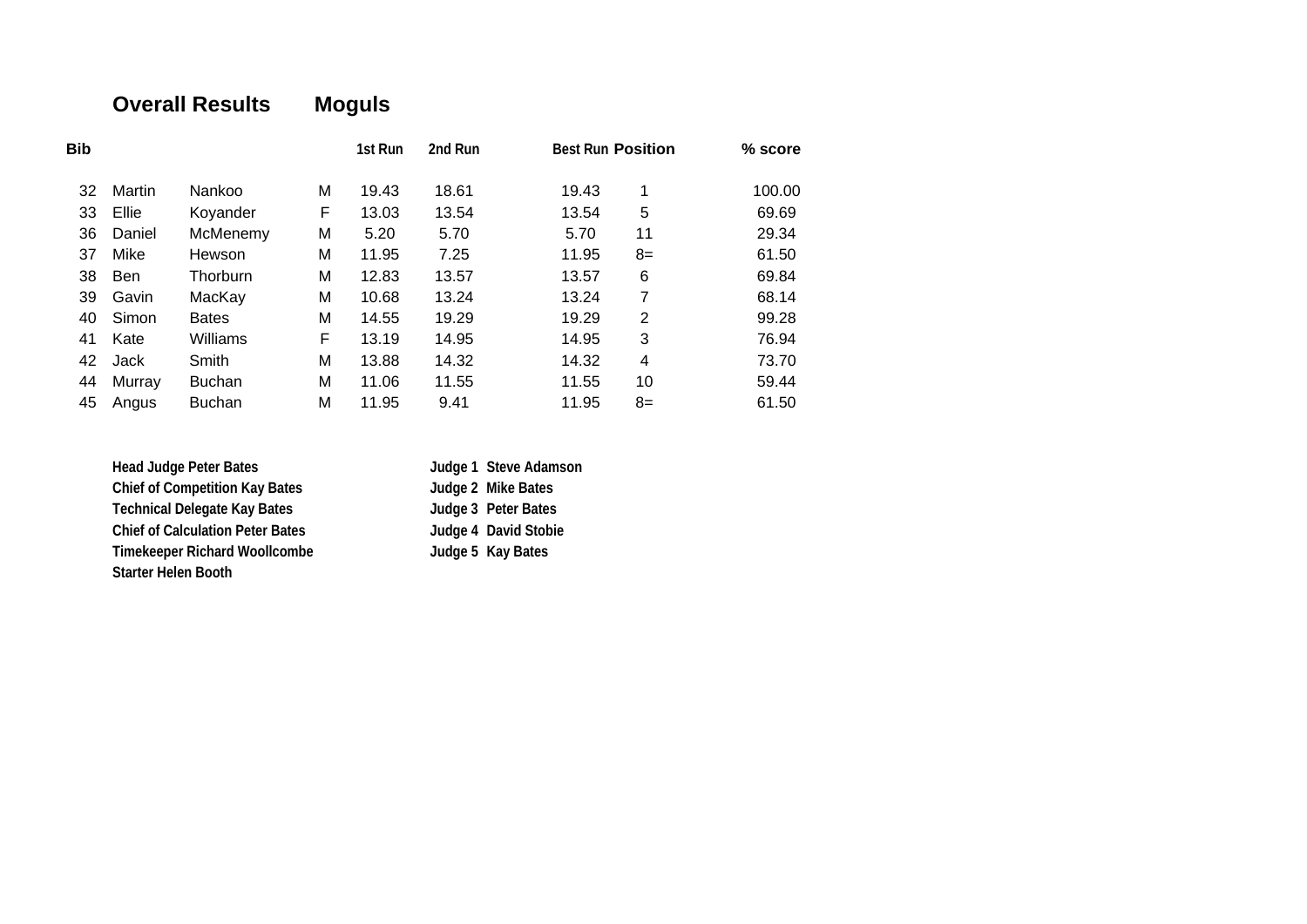# Overall Results Moguls

| Bib | | | | 1st Run | 2nd Run | Best Run | Position | % score |
|---|---|---|---|---|---|---|---|---|
| 32 | Martin | Nankoo | M | 19.43 | 18.61 | 19.43 | 1 | 100.00 |
| 33 | Ellie | Koyander | F | 13.03 | 13.54 | 13.54 | 5 | 69.69 |
| 36 | Daniel | McMenemy | M | 5.20 | 5.70 | 5.70 | 11 | 29.34 |
| 37 | Mike | Hewson | M | 11.95 | 7.25 | 11.95 | 8= | 61.50 |
| 38 | Ben | Thorburn | M | 12.83 | 13.57 | 13.57 | 6 | 69.84 |
| 39 | Gavin | MacKay | M | 10.68 | 13.24 | 13.24 | 7 | 68.14 |
| 40 | Simon | Bates | M | 14.55 | 19.29 | 19.29 | 2 | 99.28 |
| 41 | Kate | Williams | F | 13.19 | 14.95 | 14.95 | 3 | 76.94 |
| 42 | Jack | Smith | M | 13.88 | 14.32 | 14.32 | 4 | 73.70 |
| 44 | Murray | Buchan | M | 11.06 | 11.55 | 11.55 | 10 | 59.44 |
| 45 | Angus | Buchan | M | 11.95 | 9.41 | 11.95 | 8= | 61.50 |

**Head Judge Peter Bates**
**Chief of Competition Kay Bates**
**Technical Delegate Kay Bates**
**Chief of Calculation Peter Bates**
**Timekeeper Richard Woollcombe**
**Starter Helen Booth**

**Judge 1 Steve Adamson**
**Judge 2 Mike Bates**
**Judge 3 Peter Bates**
**Judge 4 David Stobie**
**Judge 5 Kay Bates**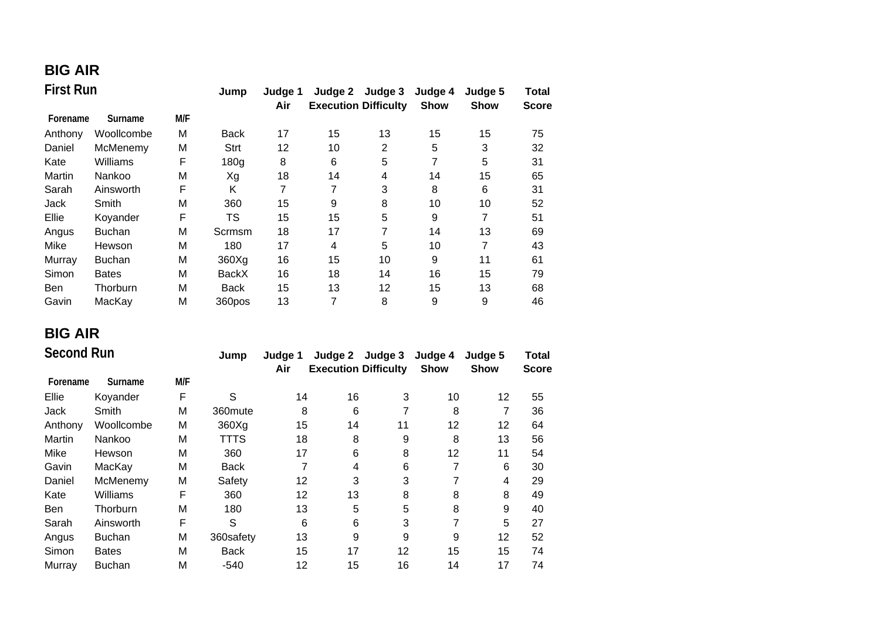## BIG AIR

### First Run

| Forename | Surname | M/F | Jump | Judge 1 Air | Judge 2 Execution | Judge 3 Difficulty | Judge 4 Show | Judge 5 Show | Total Score |
|---|---|---|---|---|---|---|---|---|---|
| Anthony | Woollcombe | M | Back | 17 | 15 | 13 | 15 | 15 | 75 |
| Daniel | McMenemy | M | Strt | 12 | 10 | 2 | 5 | 3 | 32 |
| Kate | Williams | F | 180g | 8 | 6 | 5 | 7 | 5 | 31 |
| Martin | Nankoo | M | Xg | 18 | 14 | 4 | 14 | 15 | 65 |
| Sarah | Ainsworth | F | K | 7 | 7 | 3 | 8 | 6 | 31 |
| Jack | Smith | M | 360 | 15 | 9 | 8 | 10 | 10 | 52 |
| Ellie | Koyander | F | TS | 15 | 15 | 5 | 9 | 7 | 51 |
| Angus | Buchan | M | Scrmsm | 18 | 17 | 7 | 14 | 13 | 69 |
| Mike | Hewson | M | 180 | 17 | 4 | 5 | 10 | 7 | 43 |
| Murray | Buchan | M | 360Xg | 16 | 15 | 10 | 9 | 11 | 61 |
| Simon | Bates | M | BackX | 16 | 18 | 14 | 16 | 15 | 79 |
| Ben | Thorburn | M | Back | 15 | 13 | 12 | 15 | 13 | 68 |
| Gavin | MacKay | M | 360pos | 13 | 7 | 8 | 9 | 9 | 46 |

## BIG AIR

### Second Run

| Forename | Surname | M/F | Jump | Judge 1 Air | Judge 2 Execution | Judge 3 Difficulty | Judge 4 Show | Judge 5 Show | Total Score |
|---|---|---|---|---|---|---|---|---|---|
| Ellie | Koyander | F | S | 14 | 16 | 3 | 10 | 12 | 55 |
| Jack | Smith | M | 360mute | 8 | 6 | 7 | 8 | 7 | 36 |
| Anthony | Woollcombe | M | 360Xg | 15 | 14 | 11 | 12 | 12 | 64 |
| Martin | Nankoo | M | TTTS | 18 | 8 | 9 | 8 | 13 | 56 |
| Mike | Hewson | M | 360 | 17 | 6 | 8 | 12 | 11 | 54 |
| Gavin | MacKay | M | Back | 7 | 4 | 6 | 7 | 6 | 30 |
| Daniel | McMenemy | M | Safety | 12 | 3 | 3 | 7 | 4 | 29 |
| Kate | Williams | F | 360 | 12 | 13 | 8 | 8 | 8 | 49 |
| Ben | Thorburn | M | 180 | 13 | 5 | 5 | 8 | 9 | 40 |
| Sarah | Ainsworth | F | S | 6 | 6 | 3 | 7 | 5 | 27 |
| Angus | Buchan | M | 360safety | 13 | 9 | 9 | 9 | 12 | 52 |
| Simon | Bates | M | Back | 15 | 17 | 12 | 15 | 15 | 74 |
| Murray | Buchan | M | -540 | 12 | 15 | 16 | 14 | 17 | 74 |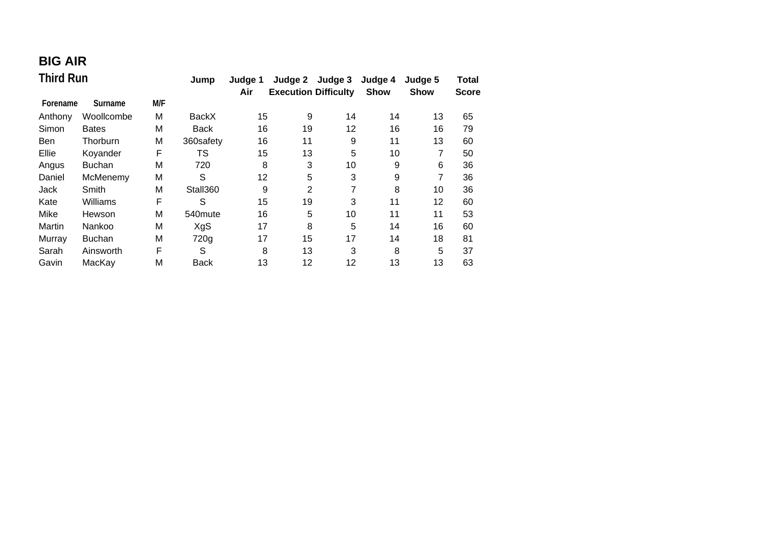# BIG AIR

## Third Run

| Forename | Surname | M/F | Jump | Judge 1 Air | Judge 2 Execution | Judge 3 Difficulty | Judge 4 Show | Judge 5 Show | Total Score |
|---|---|---|---|---|---|---|---|---|---|
| Anthony | Woollcombe | M | BackX | 15 | 9 | 14 | 14 | 13 | 65 |
| Simon | Bates | M | Back | 16 | 19 | 12 | 16 | 16 | 79 |
| Ben | Thorburn | M | 360safety | 16 | 11 | 9 | 11 | 13 | 60 |
| Ellie | Koyander | F | TS | 15 | 13 | 5 | 10 | 7 | 50 |
| Angus | Buchan | M | 720 | 8 | 3 | 10 | 9 | 6 | 36 |
| Daniel | McMenemy | M | S | 12 | 5 | 3 | 9 | 7 | 36 |
| Jack | Smith | M | Stall360 | 9 | 2 | 7 | 8 | 10 | 36 |
| Kate | Williams | F | S | 15 | 19 | 3 | 11 | 12 | 60 |
| Mike | Hewson | M | 540mute | 16 | 5 | 10 | 11 | 11 | 53 |
| Martin | Nankoo | M | XgS | 17 | 8 | 5 | 14 | 16 | 60 |
| Murray | Buchan | M | 720g | 17 | 15 | 17 | 14 | 18 | 81 |
| Sarah | Ainsworth | F | S | 8 | 13 | 3 | 8 | 5 | 37 |
| Gavin | MacKay | M | Back | 13 | 12 | 12 | 13 | 13 | 63 |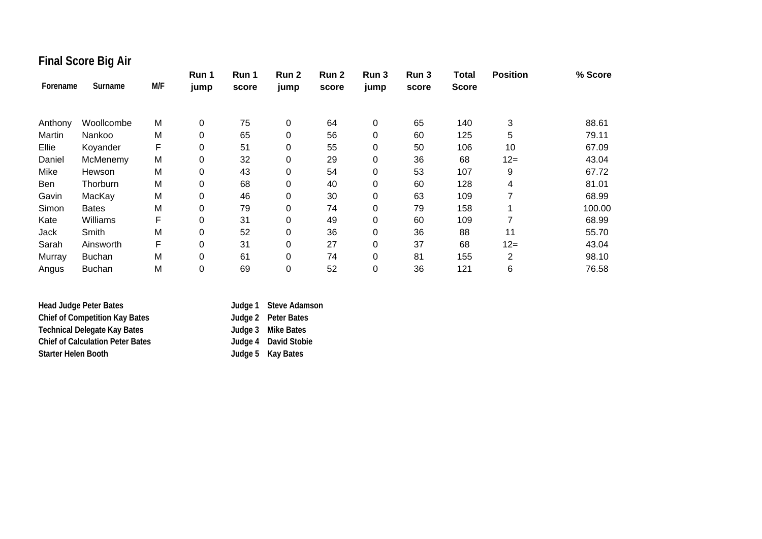## Final Score Big Air

| Forename | Surname | M/F | Run 1 jump | Run 1 score | Run 2 jump | Run 2 score | Run 3 jump | Run 3 score | Total Score | Position | % Score |
|---|---|---|---|---|---|---|---|---|---|---|---|
| Anthony | Woollcombe | M | 0 | 75 | 0 | 64 | 0 | 65 | 140 | 3 | 88.61 |
| Martin | Nankoo | M | 0 | 65 | 0 | 56 | 0 | 60 | 125 | 5 | 79.11 |
| Ellie | Koyander | F | 0 | 51 | 0 | 55 | 0 | 50 | 106 | 10 | 67.09 |
| Daniel | McMenemy | M | 0 | 32 | 0 | 29 | 0 | 36 | 68 | 12= | 43.04 |
| Mike | Hewson | M | 0 | 43 | 0 | 54 | 0 | 53 | 107 | 9 | 67.72 |
| Ben | Thorburn | M | 0 | 68 | 0 | 40 | 0 | 60 | 128 | 4 | 81.01 |
| Gavin | MacKay | M | 0 | 46 | 0 | 30 | 0 | 63 | 109 | 7 | 68.99 |
| Simon | Bates | M | 0 | 79 | 0 | 74 | 0 | 79 | 158 | 1 | 100.00 |
| Kate | Williams | F | 0 | 31 | 0 | 49 | 0 | 60 | 109 | 7 | 68.99 |
| Jack | Smith | M | 0 | 52 | 0 | 36 | 0 | 36 | 88 | 11 | 55.70 |
| Sarah | Ainsworth | F | 0 | 31 | 0 | 27 | 0 | 37 | 68 | 12= | 43.04 |
| Murray | Buchan | M | 0 | 61 | 0 | 74 | 0 | 81 | 155 | 2 | 98.10 |
| Angus | Buchan | M | 0 | 69 | 0 | 52 | 0 | 36 | 121 | 6 | 76.58 |

**Head Judge Peter Bates**
**Chief of Competition Kay Bates**
**Technical Delegate Kay Bates**
**Chief of Calculation Peter Bates**
**Starter Helen Booth**

**Judge 1 Steve Adamson**
**Judge 2 Peter Bates**
**Judge 3 Mike Bates**
**Judge 4 David Stobie**
**Judge 5 Kay Bates**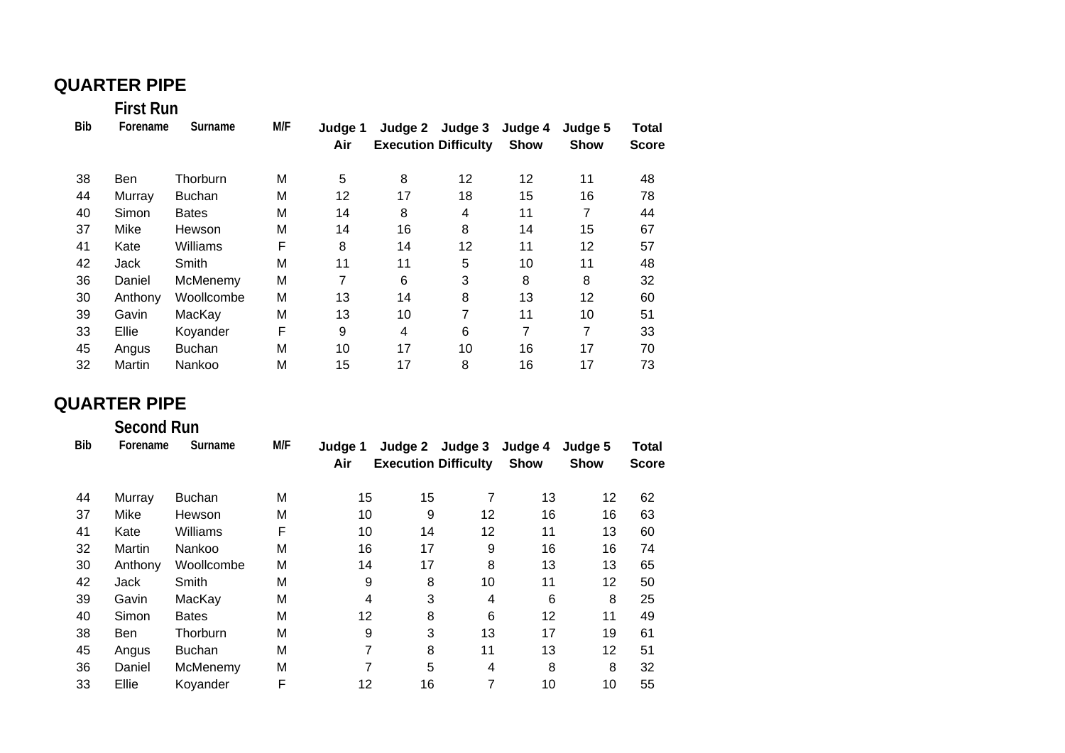## QUARTER PIPE

### First Run

| Bib | Forename | Surname | M/F | Judge 1 Air | Judge 2 Execution | Judge 3 Difficulty | Judge 4 Show | Judge 5 Show | Total Score |
|---|---|---|---|---|---|---|---|---|---|
| 38 | Ben | Thorburn | M | 5 | 8 | 12 | 12 | 11 | 48 |
| 44 | Murray | Buchan | M | 12 | 17 | 18 | 15 | 16 | 78 |
| 40 | Simon | Bates | M | 14 | 8 | 4 | 11 | 7 | 44 |
| 37 | Mike | Hewson | M | 14 | 16 | 8 | 14 | 15 | 67 |
| 41 | Kate | Williams | F | 8 | 14 | 12 | 11 | 12 | 57 |
| 42 | Jack | Smith | M | 11 | 11 | 5 | 10 | 11 | 48 |
| 36 | Daniel | McMenemy | M | 7 | 6 | 3 | 8 | 8 | 32 |
| 30 | Anthony | Woollcombe | M | 13 | 14 | 8 | 13 | 12 | 60 |
| 39 | Gavin | MacKay | M | 13 | 10 | 7 | 11 | 10 | 51 |
| 33 | Ellie | Koyander | F | 9 | 4 | 6 | 7 | 7 | 33 |
| 45 | Angus | Buchan | M | 10 | 17 | 10 | 16 | 17 | 70 |
| 32 | Martin | Nankoo | M | 15 | 17 | 8 | 16 | 17 | 73 |

## QUARTER PIPE

### Second Run

| Bib | Forename | Surname | M/F | Judge 1 Air | Judge 2 Execution | Judge 3 Difficulty | Judge 4 Show | Judge 5 Show | Total Score |
|---|---|---|---|---|---|---|---|---|---|
| 44 | Murray | Buchan | M | 15 | 15 | 7 | 13 | 12 | 62 |
| 37 | Mike | Hewson | M | 10 | 9 | 12 | 16 | 16 | 63 |
| 41 | Kate | Williams | F | 10 | 14 | 12 | 11 | 13 | 60 |
| 32 | Martin | Nankoo | M | 16 | 17 | 9 | 16 | 16 | 74 |
| 30 | Anthony | Woollcombe | M | 14 | 17 | 8 | 13 | 13 | 65 |
| 42 | Jack | Smith | M | 9 | 8 | 10 | 11 | 12 | 50 |
| 39 | Gavin | MacKay | M | 4 | 3 | 4 | 6 | 8 | 25 |
| 40 | Simon | Bates | M | 12 | 8 | 6 | 12 | 11 | 49 |
| 38 | Ben | Thorburn | M | 9 | 3 | 13 | 17 | 19 | 61 |
| 45 | Angus | Buchan | M | 7 | 8 | 11 | 13 | 12 | 51 |
| 36 | Daniel | McMenemy | M | 7 | 5 | 4 | 8 | 8 | 32 |
| 33 | Ellie | Koyander | F | 12 | 16 | 7 | 10 | 10 | 55 |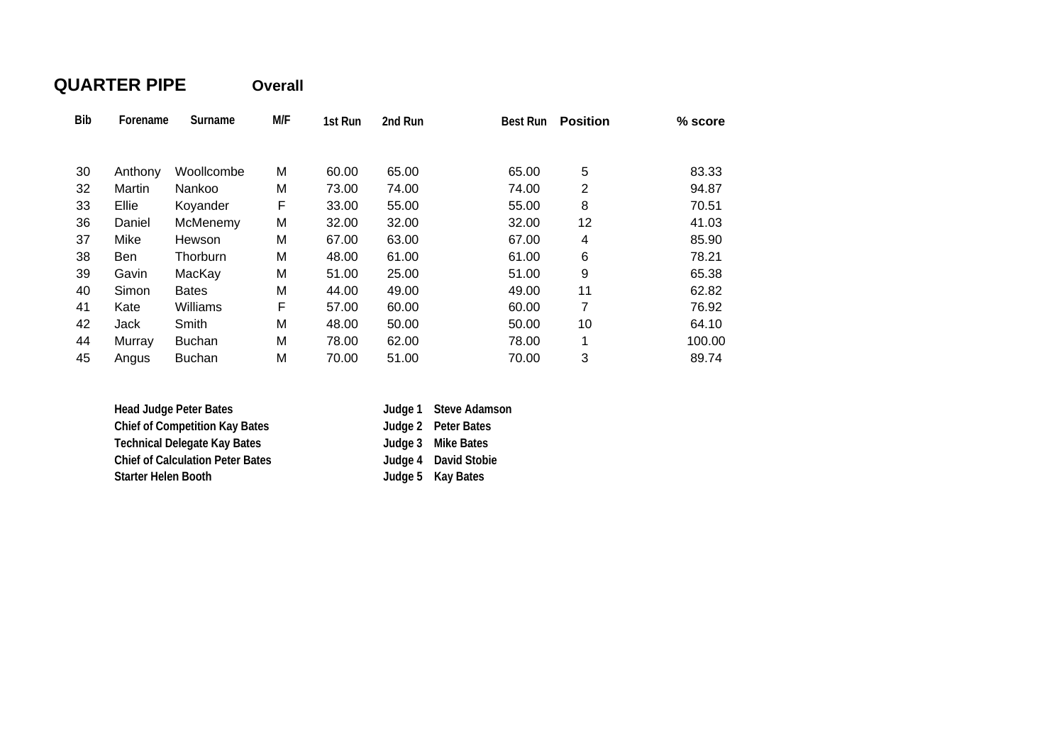## QUARTER PIPE Overall

| Bib | Forename | Surname | M/F | 1st Run | 2nd Run | Best Run | Position | % score |
|---|---|---|---|---|---|---|---|---|
| 30 | Anthony | Woollcombe | M | 60.00 | 65.00 | 65.00 | 5 | 83.33 |
| 32 | Martin | Nankoo | M | 73.00 | 74.00 | 74.00 | 2 | 94.87 |
| 33 | Ellie | Koyander | F | 33.00 | 55.00 | 55.00 | 8 | 70.51 |
| 36 | Daniel | McMenemy | M | 32.00 | 32.00 | 32.00 | 12 | 41.03 |
| 37 | Mike | Hewson | M | 67.00 | 63.00 | 67.00 | 4 | 85.90 |
| 38 | Ben | Thorburn | M | 48.00 | 61.00 | 61.00 | 6 | 78.21 |
| 39 | Gavin | MacKay | M | 51.00 | 25.00 | 51.00 | 9 | 65.38 |
| 40 | Simon | Bates | M | 44.00 | 49.00 | 49.00 | 11 | 62.82 |
| 41 | Kate | Williams | F | 57.00 | 60.00 | 60.00 | 7 | 76.92 |
| 42 | Jack | Smith | M | 48.00 | 50.00 | 50.00 | 10 | 64.10 |
| 44 | Murray | Buchan | M | 78.00 | 62.00 | 78.00 | 1 | 100.00 |
| 45 | Angus | Buchan | M | 70.00 | 51.00 | 70.00 | 3 | 89.74 |

**Head Judge Peter Bates**
**Chief of Competition Kay Bates**
**Technical Delegate Kay Bates**
**Chief of Calculation Peter Bates**
**Starter Helen Booth**

**Judge 1 Steve Adamson**
**Judge 2 Peter Bates**
**Judge 3 Mike Bates**
**Judge 4 David Stobie**
**Judge 5 Kay Bates**